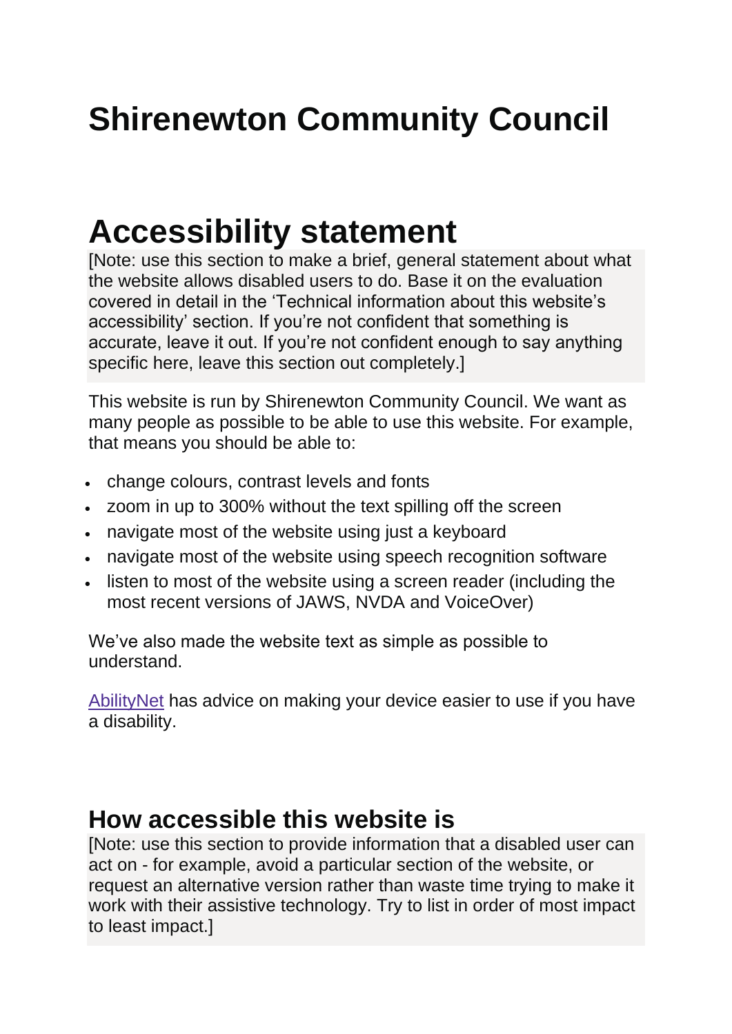# Shirenewton Community Council

# Accessibility statement

[Note: use this section to make a brief, general statement about what the website allows disabled users to do. Base it on the evaluation covered in detail in the 'Technical information about this website's accessibility' section. If you're not confident that something is accurate, leave it out. If you're not confident enough to say anything specific here, leave this section out completely.]

This website is run by Shirenewton Community Council. We want as many people as possible to be able to use this website. For example, that means you should be able to:

- change colours, contrast levels and fonts
- zoom in up to 300% without the text spilling off the screen
- navigate most of the website using just a keyboard
- navigate most of the website using speech recognition software
- listen to most of the website using a screen reader (including the most recent versions of JAWS, NVDA and VoiceOver)

We've also made the website text as simple as possible to understand.

AbilityNet has advice on making your device easier to use if you have a disability.

## How accessible this website is

[Note: use this section to provide information that a disabled user can act on - for example, avoid a particular section of the website, or request an alternative version rather than waste time trying to make it work with their assistive technology. Try to list in order of most impact to least impact.]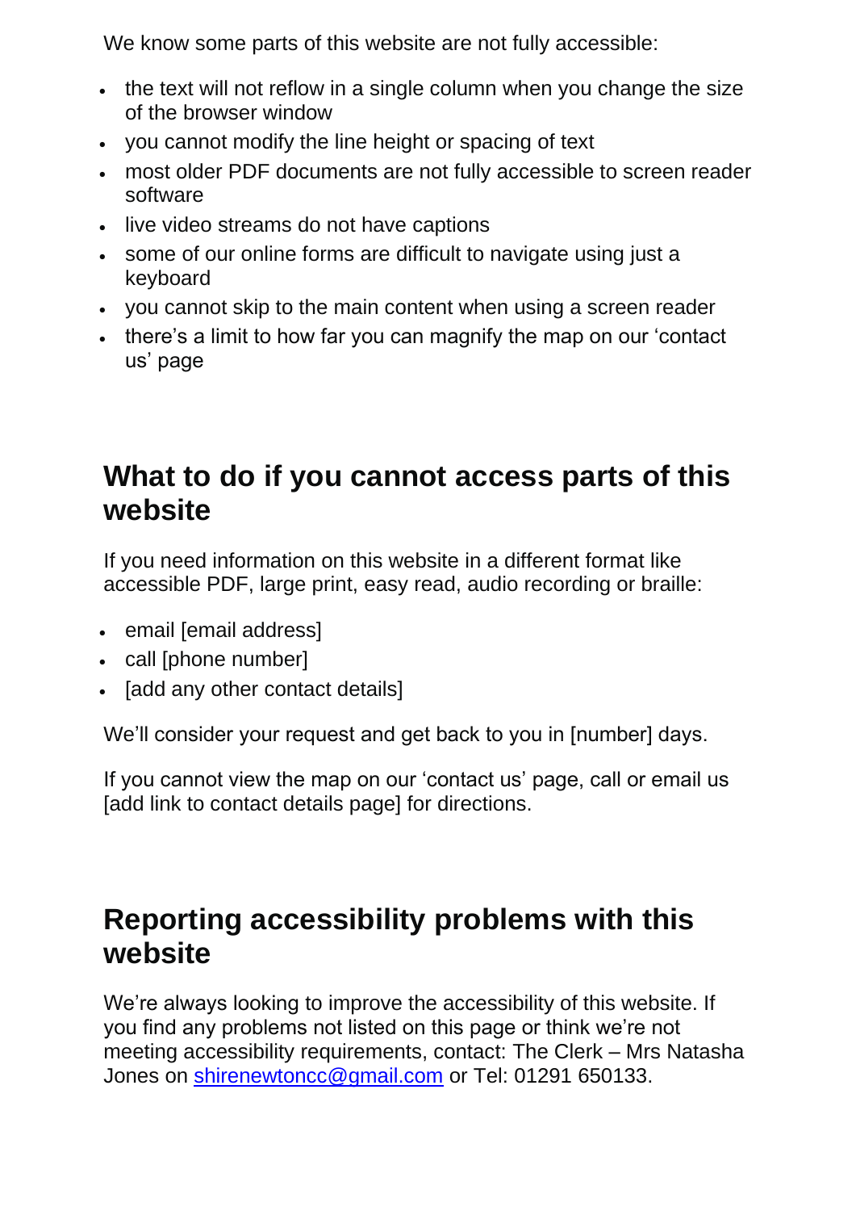We know some parts of this website are not fully accessible:

- the text will not reflow in a single column when you change the size of the browser window
- you cannot modify the line height or spacing of text
- most older PDF documents are not fully accessible to screen reader software
- live video streams do not have captions
- some of our online forms are difficult to navigate using just a keyboard
- you cannot skip to the main content when using a screen reader
- there's a limit to how far you can magnify the map on our 'contact us' page

## What to do if you cannot access parts of this website

If you need information on this website in a different format like accessible PDF, large print, easy read, audio recording or braille:

- email [email address]
- call [phone number]
- [add any other contact details]

We'll consider your request and get back to you in [number] days.

If you cannot view the map on our 'contact us' page, call or email us [add link to contact details page] for directions.

## Reporting accessibility problems with this website

We're always looking to improve the accessibility of this website. If you find any problems not listed on this page or think we're not meeting accessibility requirements, contact: The Clerk – Mrs Natasha Jones on shirenewtoncc@gmail.com or Tel: 01291 650133.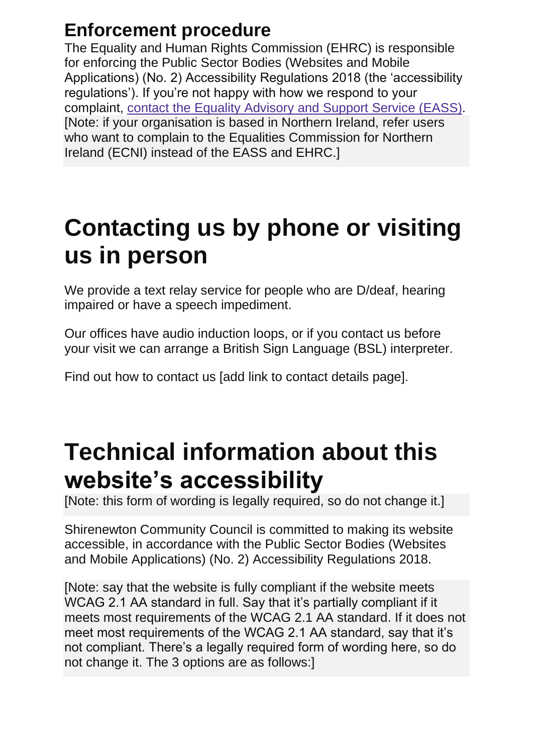### Enforcement procedure

The Equality and Human Rights Commission (EHRC) is responsible for enforcing the Public Sector Bodies (Websites and Mobile Applications) (No. 2) Accessibility Regulations 2018 (the 'accessibility regulations'). If you're not happy with how we respond to your complaint, contact the Equality Advisory and Support Service (EASS). [Note: if your organisation is based in Northern Ireland, refer users who want to complain to the Equalities Commission for Northern Ireland (ECNI) instead of the EASS and EHRC.]

# Contacting us by phone or visiting us in person

We provide a text relay service for people who are D/deaf, hearing impaired or have a speech impediment.

Our offices have audio induction loops, or if you contact us before your visit we can arrange a British Sign Language (BSL) interpreter.

Find out how to contact us [add link to contact details page].

# Technical information about this website's accessibility

[Note: this form of wording is legally required, so do not change it.]

Shirenewton Community Council is committed to making its website accessible, in accordance with the Public Sector Bodies (Websites and Mobile Applications) (No. 2) Accessibility Regulations 2018.

[Note: say that the website is fully compliant if the website meets WCAG 2.1 AA standard in full. Say that it's partially compliant if it meets most requirements of the WCAG 2.1 AA standard. If it does not meet most requirements of the WCAG 2.1 AA standard, say that it's not compliant. There's a legally required form of wording here, so do not change it. The 3 options are as follows:]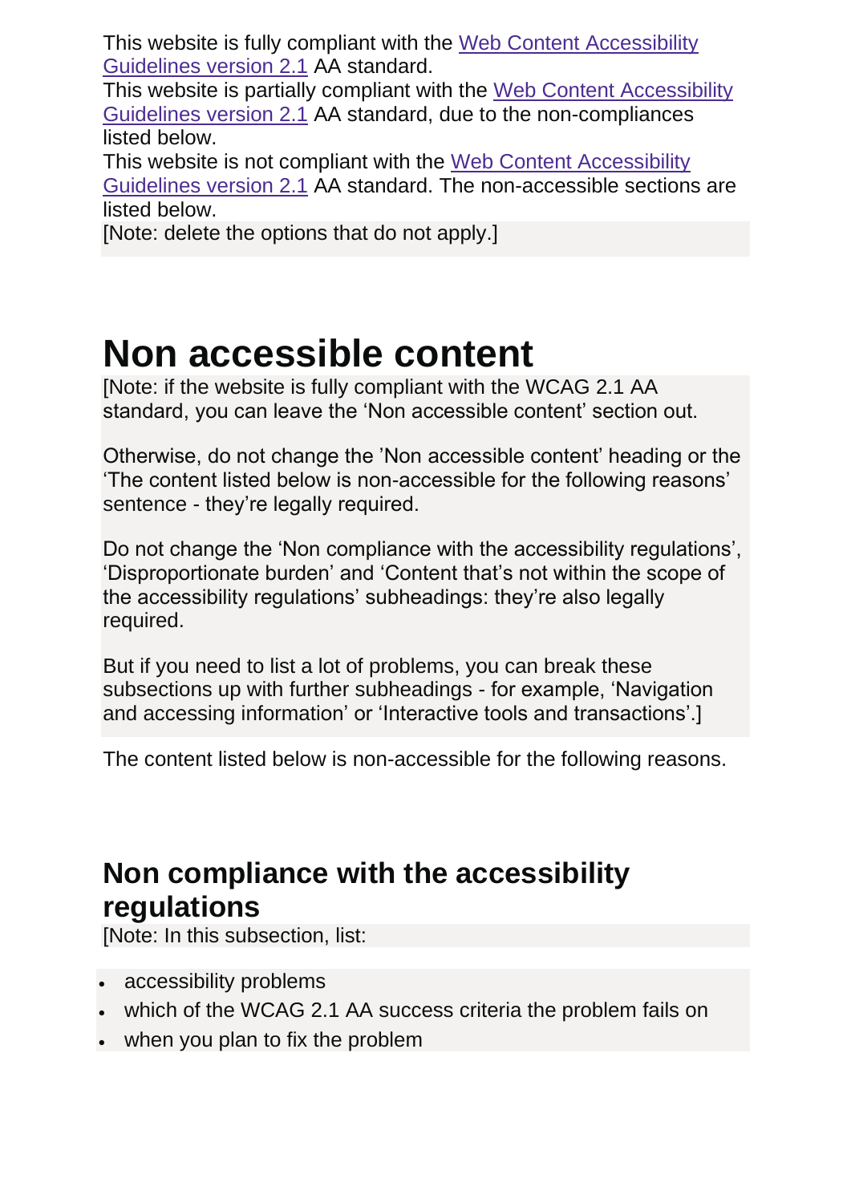This website is fully compliant with the [Web Content Accessibility Guidelines version 2.1]() AA standard.
This website is partially compliant with the [Web Content Accessibility Guidelines version 2.1]() AA standard, due to the non-compliances listed below.
This website is not compliant with the [Web Content Accessibility Guidelines version 2.1]() AA standard. The non-accessible sections are listed below.
[Note: delete the options that do not apply.]

# Non accessible content

[Note: if the website is fully compliant with the WCAG 2.1 AA standard, you can leave the 'Non accessible content' section out.

Otherwise, do not change the 'Non accessible content' heading or the 'The content listed below is non-accessible for the following reasons' sentence - they're legally required.

Do not change the 'Non compliance with the accessibility regulations', 'Disproportionate burden' and 'Content that's not within the scope of the accessibility regulations' subheadings: they're also legally required.

But if you need to list a lot of problems, you can break these subsections up with further subheadings - for example, 'Navigation and accessing information' or 'Interactive tools and transactions'.]

The content listed below is non-accessible for the following reasons.

## Non compliance with the accessibility regulations

[Note: In this subsection, list:

- accessibility problems
- which of the WCAG 2.1 AA success criteria the problem fails on
- when you plan to fix the problem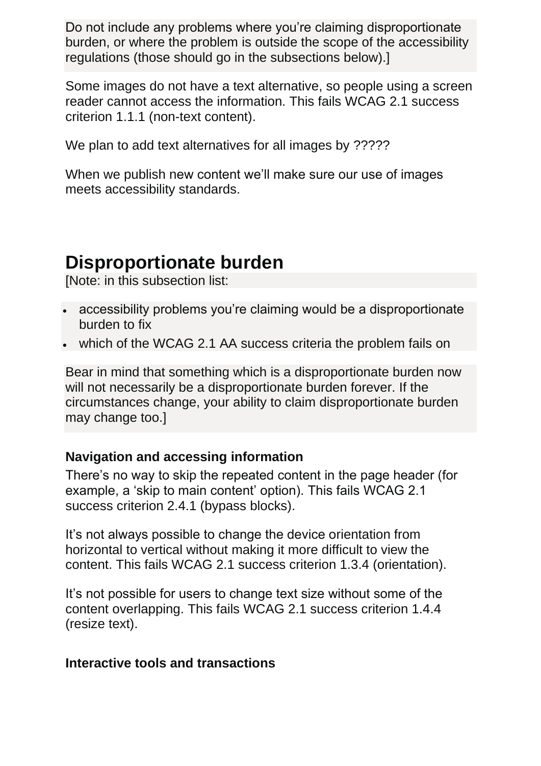Do not include any problems where you're claiming disproportionate burden, or where the problem is outside the scope of the accessibility regulations (those should go in the subsections below).]

Some images do not have a text alternative, so people using a screen reader cannot access the information. This fails WCAG 2.1 success criterion 1.1.1 (non-text content).

We plan to add text alternatives for all images by ?????

When we publish new content we'll make sure our use of images meets accessibility standards.

## Disproportionate burden

[Note: in this subsection list:

- accessibility problems you're claiming would be a disproportionate burden to fix
- which of the WCAG 2.1 AA success criteria the problem fails on

Bear in mind that something which is a disproportionate burden now will not necessarily be a disproportionate burden forever. If the circumstances change, your ability to claim disproportionate burden may change too.]

### Navigation and accessing information

There's no way to skip the repeated content in the page header (for example, a 'skip to main content' option). This fails WCAG 2.1 success criterion 2.4.1 (bypass blocks).

It's not always possible to change the device orientation from horizontal to vertical without making it more difficult to view the content. This fails WCAG 2.1 success criterion 1.3.4 (orientation).

It's not possible for users to change text size without some of the content overlapping. This fails WCAG 2.1 success criterion 1.4.4 (resize text).

### Interactive tools and transactions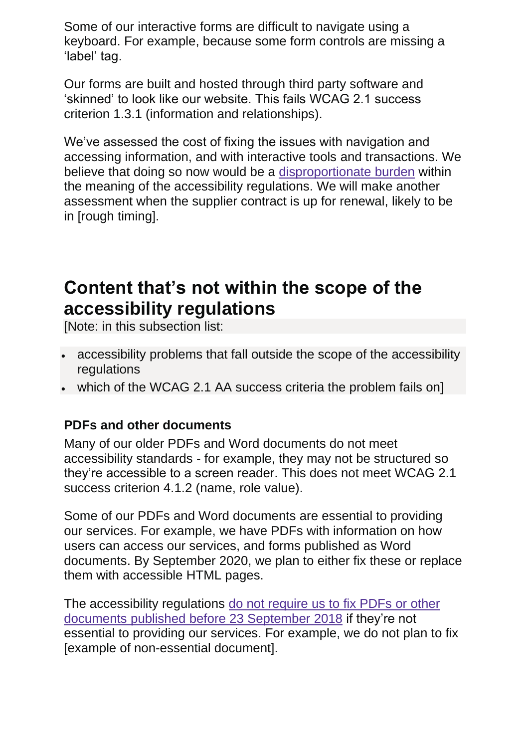Some of our interactive forms are difficult to navigate using a keyboard. For example, because some form controls are missing a 'label' tag.

Our forms are built and hosted through third party software and 'skinned' to look like our website. This fails WCAG 2.1 success criterion 1.3.1 (information and relationships).

We've assessed the cost of fixing the issues with navigation and accessing information, and with interactive tools and transactions. We believe that doing so now would be a disproportionate burden within the meaning of the accessibility regulations. We will make another assessment when the supplier contract is up for renewal, likely to be in [rough timing].

## Content that's not within the scope of the accessibility regulations

[Note: in this subsection list:

- accessibility problems that fall outside the scope of the accessibility regulations
- which of the WCAG 2.1 AA success criteria the problem fails on]

### PDFs and other documents

Many of our older PDFs and Word documents do not meet accessibility standards - for example, they may not be structured so they're accessible to a screen reader. This does not meet WCAG 2.1 success criterion 4.1.2 (name, role value).

Some of our PDFs and Word documents are essential to providing our services. For example, we have PDFs with information on how users can access our services, and forms published as Word documents. By September 2020, we plan to either fix these or replace them with accessible HTML pages.

The accessibility regulations do not require us to fix PDFs or other documents published before 23 September 2018 if they're not essential to providing our services. For example, we do not plan to fix [example of non-essential document].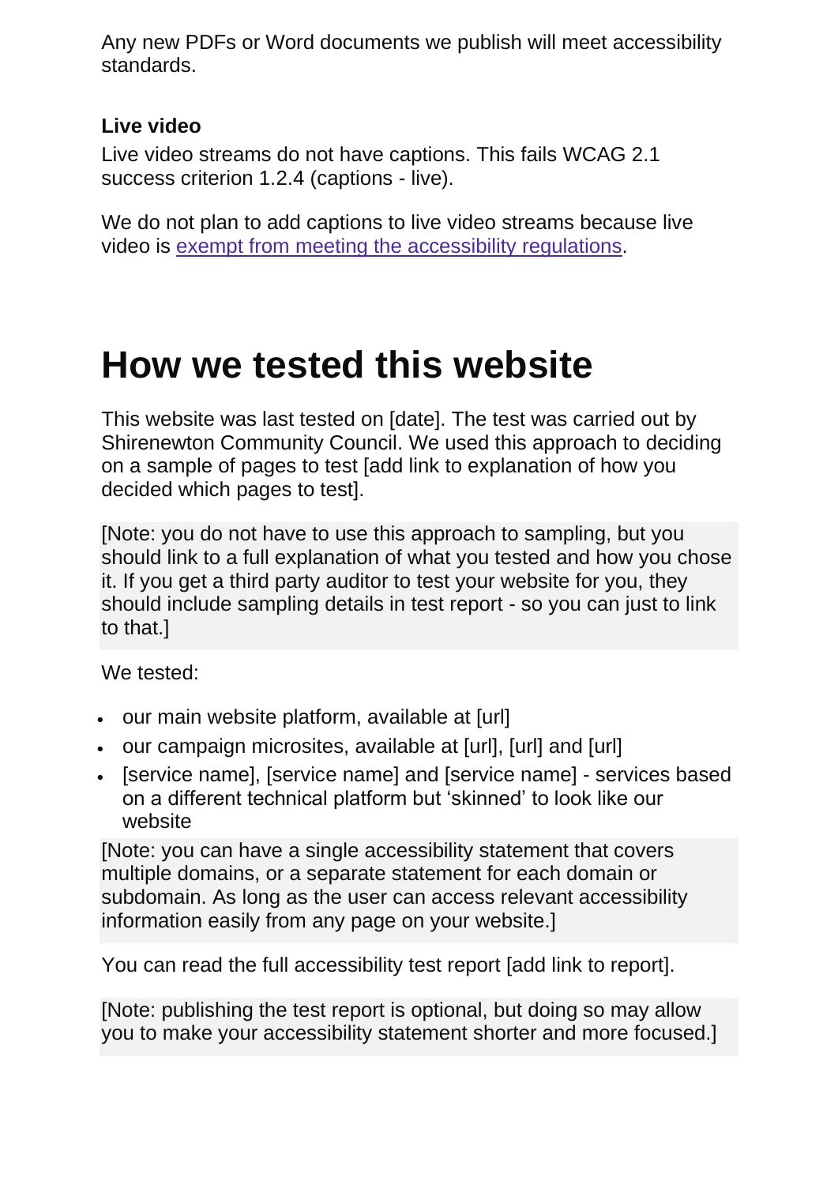Any new PDFs or Word documents we publish will meet accessibility standards.

### Live video

Live video streams do not have captions. This fails WCAG 2.1 success criterion 1.2.4 (captions - live).

We do not plan to add captions to live video streams because live video is [exempt from meeting the accessibility regulations](#).

# How we tested this website

This website was last tested on [date]. The test was carried out by Shirenewton Community Council. We used this approach to deciding on a sample of pages to test [add link to explanation of how you decided which pages to test].

[Note: you do not have to use this approach to sampling, but you should link to a full explanation of what you tested and how you chose it. If you get a third party auditor to test your website for you, they should include sampling details in test report - so you can just to link to that.]

We tested:

- our main website platform, available at [url]
- our campaign microsites, available at [url], [url] and [url]
- [service name], [service name] and [service name] - services based on a different technical platform but 'skinned' to look like our website

[Note: you can have a single accessibility statement that covers multiple domains, or a separate statement for each domain or subdomain. As long as the user can access relevant accessibility information easily from any page on your website.]

You can read the full accessibility test report [add link to report].

[Note: publishing the test report is optional, but doing so may allow you to make your accessibility statement shorter and more focused.]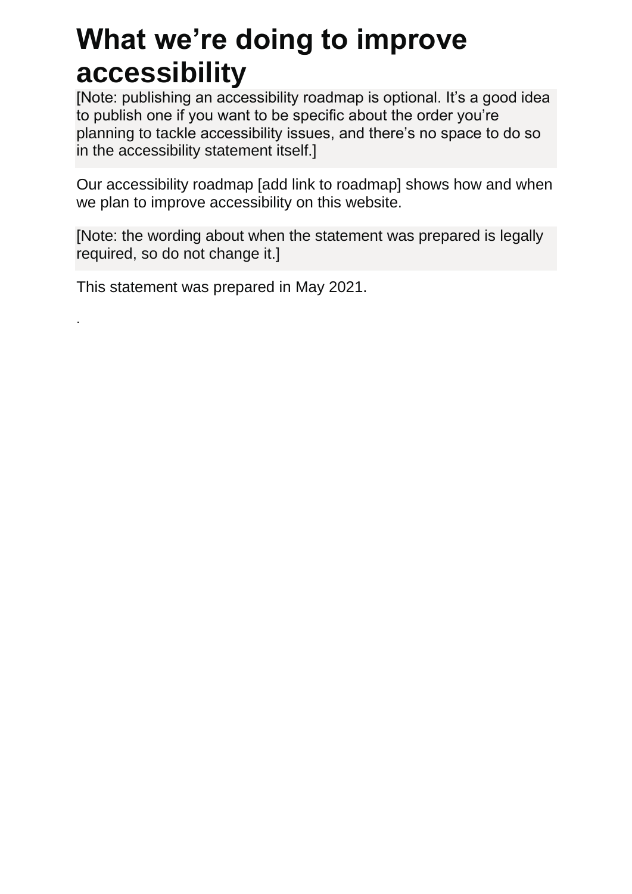# What we’re doing to improve accessibility

[Note: publishing an accessibility roadmap is optional. It’s a good idea to publish one if you want to be specific about the order you’re planning to tackle accessibility issues, and there’s no space to do so in the accessibility statement itself.]

Our accessibility roadmap [add link to roadmap] shows how and when we plan to improve accessibility on this website.

[Note: the wording about when the statement was prepared is legally required, so do not change it.]

This statement was prepared in May 2021.

.